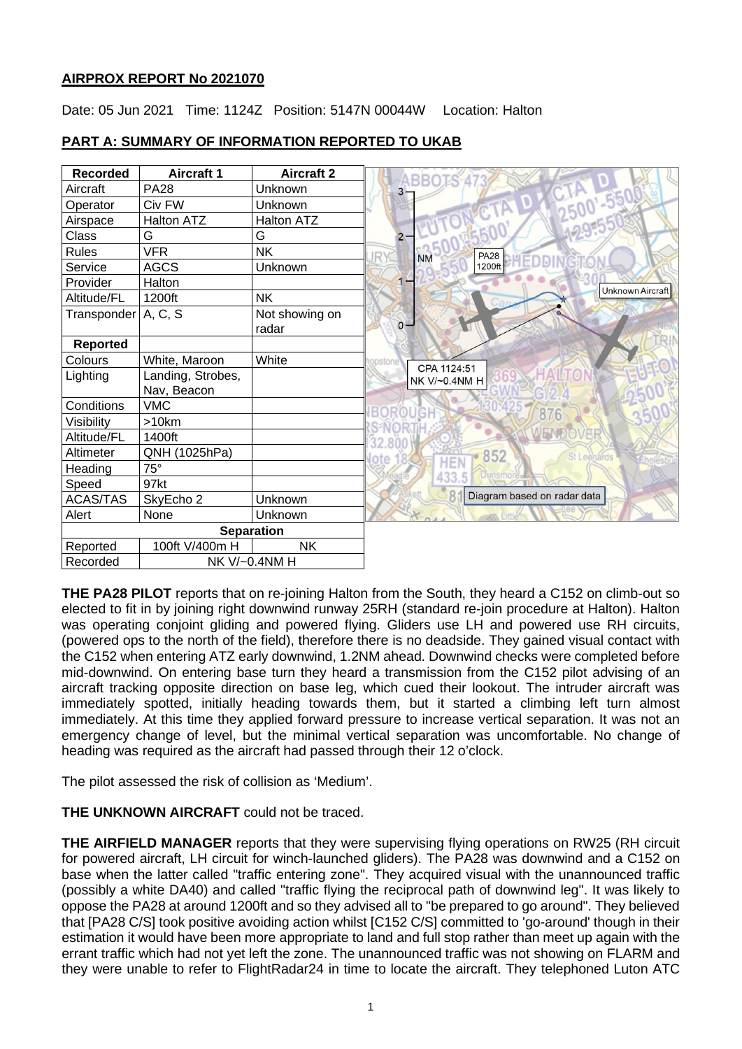**AIRPROX REPORT No 2021070**

Date: 05 Jun 2021 Time: 1124Z Position: 5147N 00044W Location: Halton

## PART A: SUMMARY OF INFORMATION REPORTED TO UKAB

| Recorded | Aircraft 1 | Aircraft 2 |
|---|---|---|
| Aircraft | PA28 | Unknown |
| Operator | Civ FW | Unknown |
| Airspace | Halton ATZ | Halton ATZ |
| Class | G | G |
| Rules | VFR | NK |
| Service | AGCS | Unknown |
| Provider | Halton | |
| Altitude/FL | 1200ft | NK |
| Transponder | A, C, S | Not showing on radar |
| **Reported** | | |
| Colours | White, Maroon | White |
| Lighting | Landing, Strobes, Nav, Beacon | |
| Conditions | VMC | |
| Visibility | >10km | |
| Altitude/FL | 1400ft | |
| Altimeter | QNH (1025hPa) | |
| Heading | 75° | |
| Speed | 97kt | |
| ACAS/TAS | SkyEcho 2 | Unknown |
| Alert | None | Unknown |
| **Separation** | | |
| Reported | 100ft V/400m H | NK |
| Recorded | NK V/~0.4NM H | |

Diagram based on radar data

**THE PA28 PILOT** reports that on re-joining Halton from the South, they heard a C152 on climb-out so elected to fit in by joining right downwind runway 25RH (standard re-join procedure at Halton). Halton was operating conjoint gliding and powered flying. Gliders use LH and powered use RH circuits, (powered ops to the north of the field), therefore there is no deadside. They gained visual contact with the C152 when entering ATZ early downwind, 1.2NM ahead. Downwind checks were completed before mid-downwind. On entering base turn they heard a transmission from the C152 pilot advising of an aircraft tracking opposite direction on base leg, which cued their lookout. The intruder aircraft was immediately spotted, initially heading towards them, but it started a climbing left turn almost immediately. At this time they applied forward pressure to increase vertical separation. It was not an emergency change of level, but the minimal vertical separation was uncomfortable. No change of heading was required as the aircraft had passed through their 12 o'clock.

The pilot assessed the risk of collision as 'Medium'.

**THE UNKNOWN AIRCRAFT** could not be traced.

**THE AIRFIELD MANAGER** reports that they were supervising flying operations on RW25 (RH circuit for powered aircraft, LH circuit for winch-launched gliders). The PA28 was downwind and a C152 on base when the latter called "traffic entering zone". They acquired visual with the unannounced traffic (possibly a white DA40) and called "traffic flying the reciprocal path of downwind leg". It was likely to oppose the PA28 at around 1200ft and so they advised all to "be prepared to go around". They believed that [PA28 C/S] took positive avoiding action whilst [C152 C/S] committed to 'go-around' though in their estimation it would have been more appropriate to land and full stop rather than meet up again with the errant traffic which had not yet left the zone. The unannounced traffic was not showing on FLARM and they were unable to refer to FlightRadar24 in time to locate the aircraft. They telephoned Luton ATC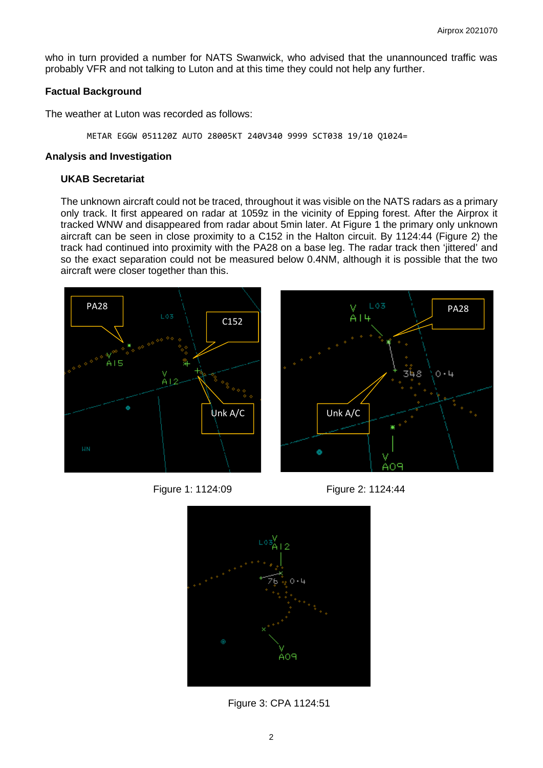who in turn provided a number for NATS Swanwick, who advised that the unannounced traffic was probably VFR and not talking to Luton and at this time they could not help any further.

**Factual Background**

The weather at Luton was recorded as follows:

```
METAR EGGW 051120Z AUTO 28005KT 240V340 9999 SCT038 19/10 Q1024=
```

**Analysis and Investigation**

**UKAB Secretariat**

The unknown aircraft could not be traced, throughout it was visible on the NATS radars as a primary only track. It first appeared on radar at 1059z in the vicinity of Epping forest. After the Airprox it tracked WNW and disappeared from radar about 5min later. At Figure 1 the primary only unknown aircraft can be seen in close proximity to a C152 in the Halton circuit. By 1124:44 (Figure 2) the track had continued into proximity with the PA28 on a base leg. The radar track then 'jittered' and so the exact separation could not be measured below 0.4NM, although it is possible that the two aircraft were closer together than this.

Figure 1: 1124:09

Figure 2: 1124:44

Figure 3: CPA 1124:51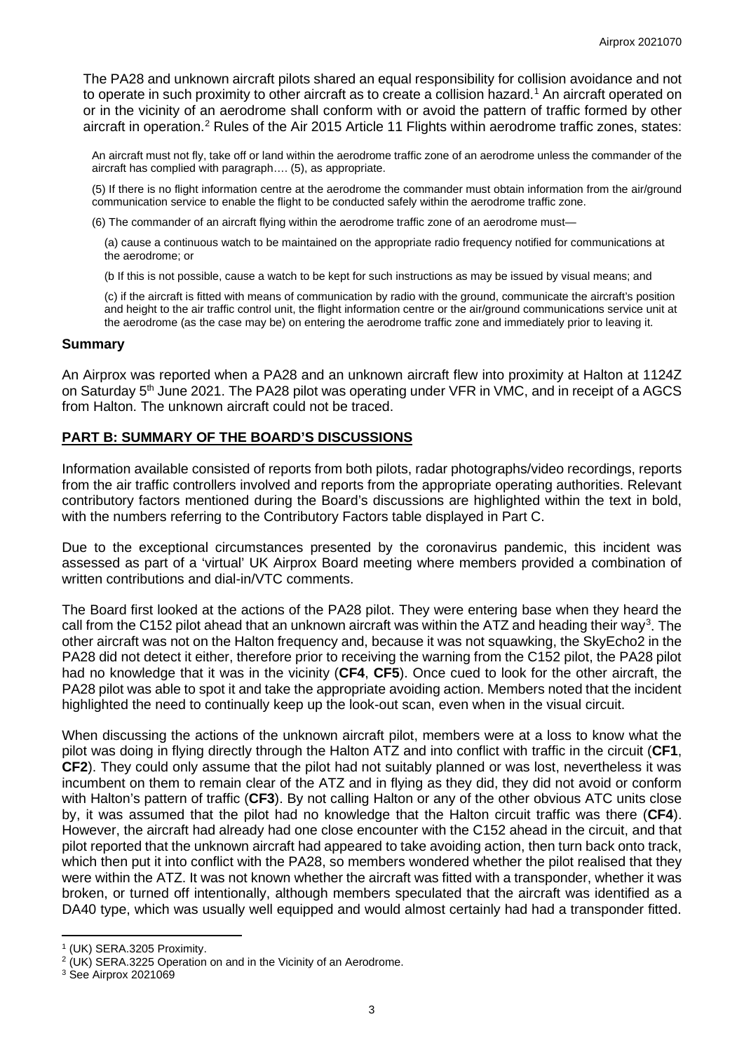The PA28 and unknown aircraft pilots shared an equal responsibility for collision avoidance and not to operate in such proximity to other aircraft as to create a collision hazard.[1] An aircraft operated on or in the vicinity of an aerodrome shall conform with or avoid the pattern of traffic formed by other aircraft in operation.[2] Rules of the Air 2015 Article 11 Flights within aerodrome traffic zones, states:

> An aircraft must not fly, take off or land within the aerodrome traffic zone of an aerodrome unless the commander of the aircraft has complied with paragraph…. (5), as appropriate.
>
> (5) If there is no flight information centre at the aerodrome the commander must obtain information from the air/ground communication service to enable the flight to be conducted safely within the aerodrome traffic zone.
>
> (6) The commander of an aircraft flying within the aerodrome traffic zone of an aerodrome must—
>
> (a) cause a continuous watch to be maintained on the appropriate radio frequency notified for communications at the aerodrome; or
>
> (b If this is not possible, cause a watch to be kept for such instructions as may be issued by visual means; and
>
> (c) if the aircraft is fitted with means of communication by radio with the ground, communicate the aircraft's position and height to the air traffic control unit, the flight information centre or the air/ground communications service unit at the aerodrome (as the case may be) on entering the aerodrome traffic zone and immediately prior to leaving it.

## Summary

An Airprox was reported when a PA28 and an unknown aircraft flew into proximity at Halton at 1124Z on Saturday 5th June 2021. The PA28 pilot was operating under VFR in VMC, and in receipt of a AGCS from Halton. The unknown aircraft could not be traced.

## PART B: SUMMARY OF THE BOARD'S DISCUSSIONS

Information available consisted of reports from both pilots, radar photographs/video recordings, reports from the air traffic controllers involved and reports from the appropriate operating authorities. Relevant contributory factors mentioned during the Board's discussions are highlighted within the text in bold, with the numbers referring to the Contributory Factors table displayed in Part C.

Due to the exceptional circumstances presented by the coronavirus pandemic, this incident was assessed as part of a 'virtual' UK Airprox Board meeting where members provided a combination of written contributions and dial-in/VTC comments.

The Board first looked at the actions of the PA28 pilot. They were entering base when they heard the call from the C152 pilot ahead that an unknown aircraft was within the ATZ and heading their way[3]. The other aircraft was not on the Halton frequency and, because it was not squawking, the SkyEcho2 in the PA28 did not detect it either, therefore prior to receiving the warning from the C152 pilot, the PA28 pilot had no knowledge that it was in the vicinity (**CF4**, **CF5**). Once cued to look for the other aircraft, the PA28 pilot was able to spot it and take the appropriate avoiding action. Members noted that the incident highlighted the need to continually keep up the look-out scan, even when in the visual circuit.

When discussing the actions of the unknown aircraft pilot, members were at a loss to know what the pilot was doing in flying directly through the Halton ATZ and into conflict with traffic in the circuit (**CF1**, **CF2**). They could only assume that the pilot had not suitably planned or was lost, nevertheless it was incumbent on them to remain clear of the ATZ and in flying as they did, they did not avoid or conform with Halton's pattern of traffic (**CF3**). By not calling Halton or any of the other obvious ATC units close by, it was assumed that the pilot had no knowledge that the Halton circuit traffic was there (**CF4**). However, the aircraft had already had one close encounter with the C152 ahead in the circuit, and that pilot reported that the unknown aircraft had appeared to take avoiding action, then turn back onto track, which then put it into conflict with the PA28, so members wondered whether the pilot realised that they were within the ATZ. It was not known whether the aircraft was fitted with a transponder, whether it was broken, or turned off intentionally, although members speculated that the aircraft was identified as a DA40 type, which was usually well equipped and would almost certainly had had a transponder fitted.

[1] (UK) SERA.3205 Proximity.

[2] (UK) SERA.3225 Operation on and in the Vicinity of an Aerodrome.

[3] See Airprox 2021069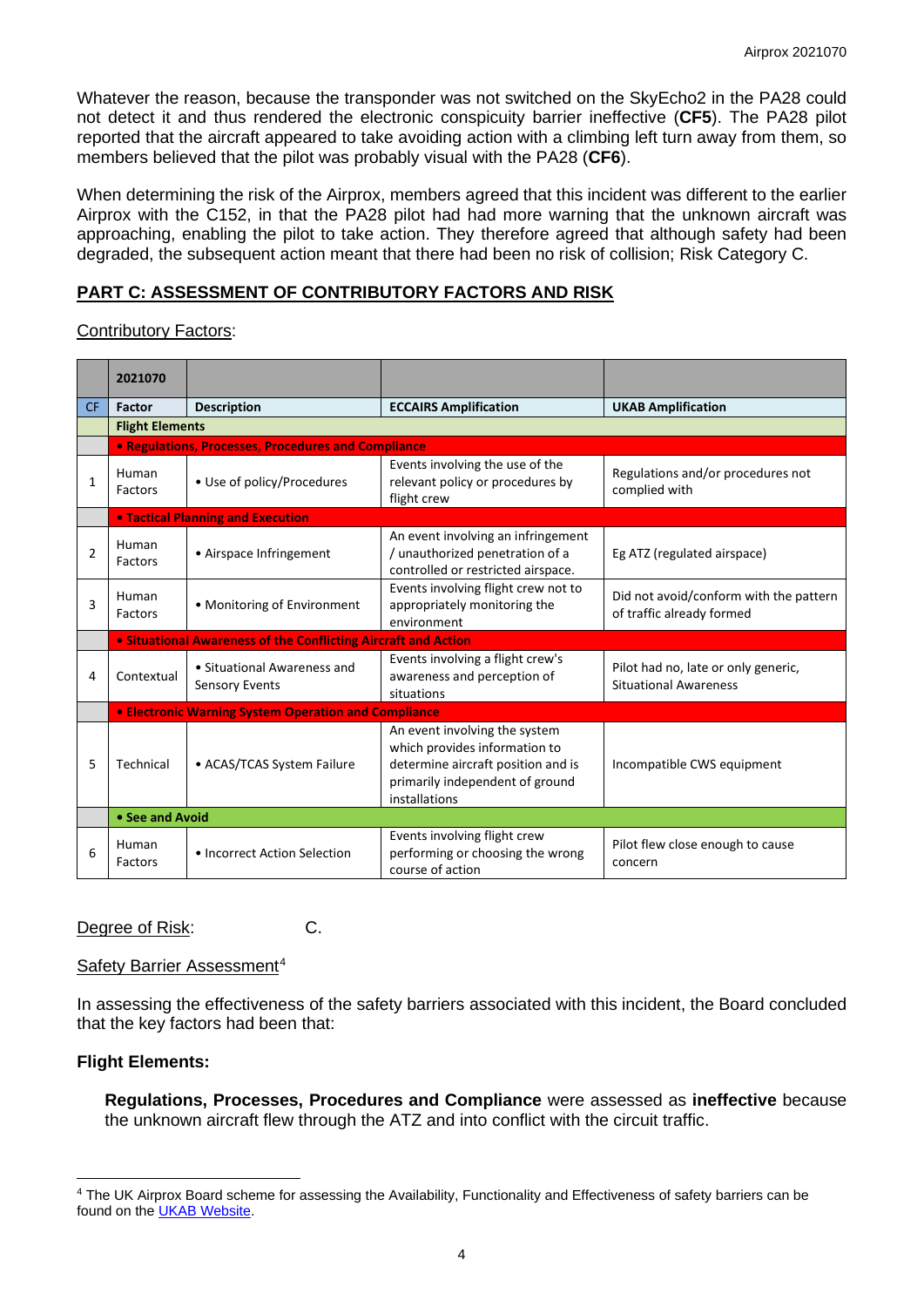Whatever the reason, because the transponder was not switched on the SkyEcho2 in the PA28 could not detect it and thus rendered the electronic conspicuity barrier ineffective (**CF5**). The PA28 pilot reported that the aircraft appeared to take avoiding action with a climbing left turn away from them, so members believed that the pilot was probably visual with the PA28 (**CF6**).

When determining the risk of the Airprox, members agreed that this incident was different to the earlier Airprox with the C152, in that the PA28 pilot had had more warning that the unknown aircraft was approaching, enabling the pilot to take action. They therefore agreed that although safety had been degraded, the subsequent action meant that there had been no risk of collision; Risk Category C.

## PART C: ASSESSMENT OF CONTRIBUTORY FACTORS AND RISK

Contributory Factors:

| | 2021070 | | | |
|---|---|---|---|---|
| **CF** | **Factor** | **Description** | **ECCAIRS Amplification** | **UKAB Amplification** |
| | **Flight Elements** | | | |
| | **• Regulations, Processes, Procedures and Compliance** | | | |
| 1 | Human Factors | • Use of policy/Procedures | Events involving the use of the relevant policy or procedures by flight crew | Regulations and/or procedures not complied with |
| | **• Tactical Planning and Execution** | | | |
| 2 | Human Factors | • Airspace Infringement | An event involving an infringement / unauthorized penetration of a controlled or restricted airspace. | Eg ATZ (regulated airspace) |
| 3 | Human Factors | • Monitoring of Environment | Events involving flight crew not to appropriately monitoring the environment | Did not avoid/conform with the pattern of traffic already formed |
| | **• Situational Awareness of the Conflicting Aircraft and Action** | | | |
| 4 | Contextual | • Situational Awareness and Sensory Events | Events involving a flight crew's awareness and perception of situations | Pilot had no, late or only generic, Situational Awareness |
| | **• Electronic Warning System Operation and Compliance** | | | |
| 5 | Technical | • ACAS/TCAS System Failure | An event involving the system which provides information to determine aircraft position and is primarily independent of ground installations | Incompatible CWS equipment |
| | **• See and Avoid** | | | |
| 6 | Human Factors | • Incorrect Action Selection | Events involving flight crew performing or choosing the wrong course of action | Pilot flew close enough to cause concern |

Degree of Risk: C.

Safety Barrier Assessment[4]

In assessing the effectiveness of the safety barriers associated with this incident, the Board concluded that the key factors had been that:

**Flight Elements:**

**Regulations, Processes, Procedures and Compliance** were assessed as **ineffective** because the unknown aircraft flew through the ATZ and into conflict with the circuit traffic.

[4] The UK Airprox Board scheme for assessing the Availability, Functionality and Effectiveness of safety barriers can be found on the UKAB Website.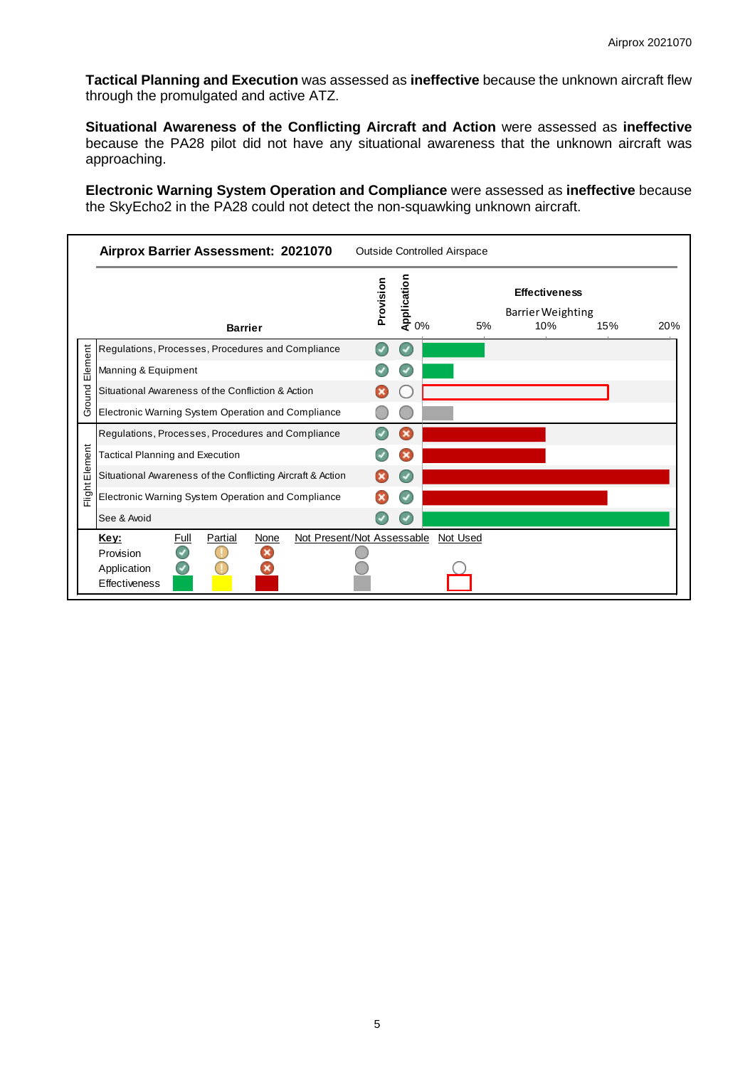**Tactical Planning and Execution** was assessed as **ineffective** because the unknown aircraft flew through the promulgated and active ATZ.

**Situational Awareness of the Conflicting Aircraft and Action** were assessed as **ineffective** because the PA28 pilot did not have any situational awareness that the unknown aircraft was approaching.

**Electronic Warning System Operation and Compliance** were assessed as **ineffective** because the SkyEcho2 in the PA28 could not detect the non-squawking unknown aircraft.

**Airprox Barrier Assessment: 2021070**

Outside Controlled Airspace

Barrier

Provision

Application

Effectiveness

Barrier Weighting

0%

5%

10%

15%

20%

Ground Element

Regulations, Processes, Procedures and Compliance

Manning & Equipment

Situational Awareness of the Confliction & Action

Electronic Warning System Operation and Compliance

Flight Element

Regulations, Processes, Procedures and Compliance

Tactical Planning and Execution

Situational Awareness of the Conflicting Aircraft & Action

Electronic Warning System Operation and Compliance

See & Avoid

Key: Full Partial None Not Present/Not Assessable Not Used

Provision

Application

Effectiveness